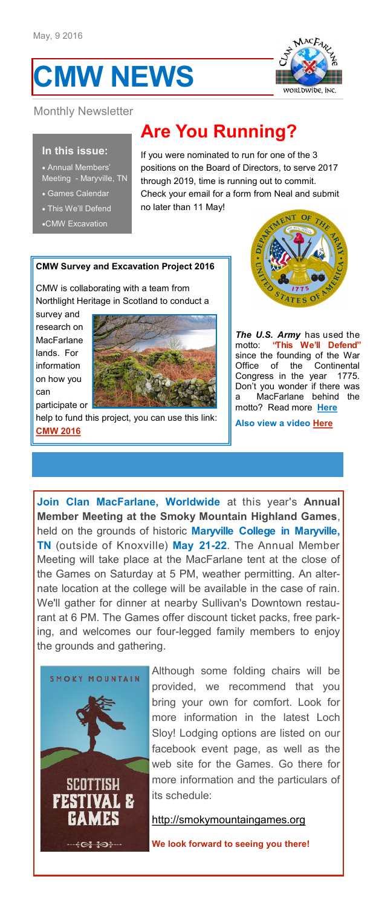May, 9 2016

# CMW NEWS

Monthly Newsletter

**In this issue:**

- Annual Members' Meeting - Maryville, TN
- Games Calendar
- This We'll Defend
- CMW Excavation

## Are You Running?

If you were nominated to run for one of the 3 positions on the Board of Directors, to serve 2017 through 2019, time is running out to commit. Check your email for a form from Neal and submit no later than 11 May!

### CMW Survey and Excavation Project 2016

CMW is collaborating with a team from Northlight Heritage in Scotland to conduct a survey and research on MacFarlane lands. For information on how you can participate or help to fund this project, you can use this link: **CMW 2016**

***The U.S. Army*** has used the motto: **"This We'll Defend"** since the founding of the War Office of the Continental Congress in the year 1775. Don't you wonder if there was a MacFarlane behind the motto? Read more **Here**

**Also view a video Here**

**Join Clan MacFarlane, Worldwide** at this year's **Annual Member Meeting at the Smoky Mountain Highland Games**, held on the grounds of historic **Maryville College in Maryville, TN** (outside of Knoxville) **May 21-22**. The Annual Member Meeting will take place at the MacFarlane tent at the close of the Games on Saturday at 5 PM, weather permitting. An alternate location at the college will be available in the case of rain. We'll gather for dinner at nearby Sullivan's Downtown restaurant at 6 PM. The Games offer discount ticket packs, free parking, and welcomes our four-legged family members to enjoy the grounds and gathering.

Although some folding chairs will be provided, we recommend that you bring your own for comfort. Look for more information in the latest Loch Sloy! Lodging options are listed on our facebook event page, as well as the web site for the Games. Go there for more information and the particulars of its schedule:

http://smokymountaingames.org

**We look forward to seeing you there!**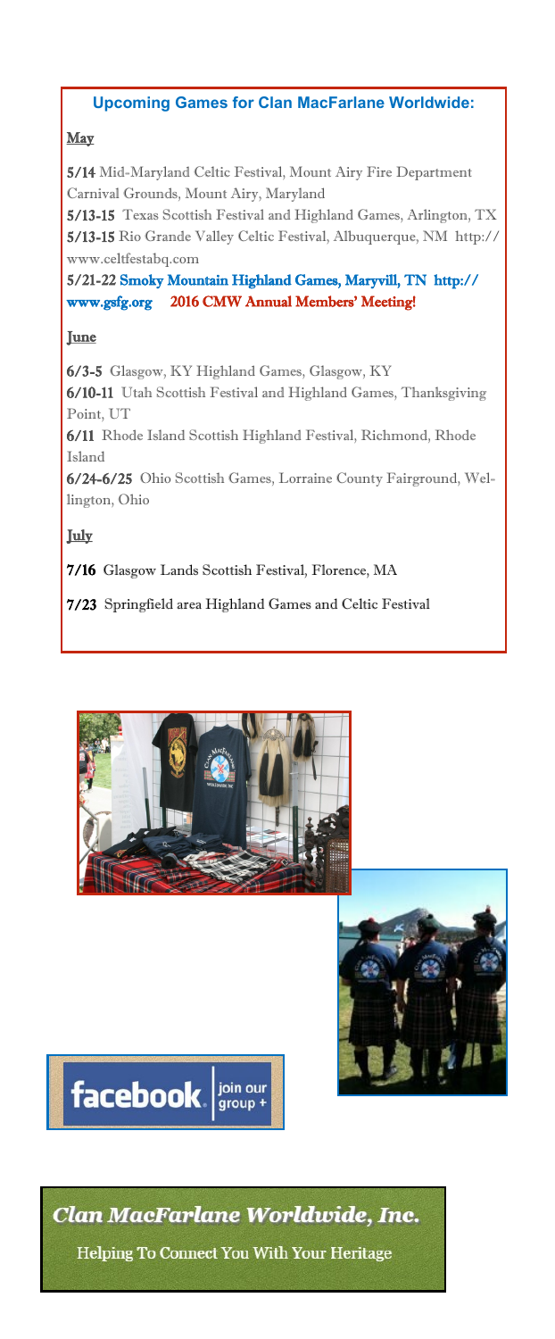## Upcoming Games for Clan MacFarlane Worldwide:

**May**

**5/14** Mid-Maryland Celtic Festival, Mount Airy Fire Department Carnival Grounds, Mount Airy, Maryland

**5/13-15** Texas Scottish Festival and Highland Games, Arlington, TX

**5/13-15** Rio Grande Valley Celtic Festival, Albuquerque, NM http://www.celtfestabq.com

**5/21-22** Smoky Mountain Highland Games, Maryvill, TN http://www.gsfg.org **2016 CMW Annual Members' Meeting!**

**June**

**6/3-5** Glasgow, KY Highland Games, Glasgow, KY

**6/10-11** Utah Scottish Festival and Highland Games, Thanksgiving Point, UT

**6/11** Rhode Island Scottish Highland Festival, Richmond, Rhode Island

**6/24-6/25** Ohio Scottish Games, Lorraine County Fairground, Wellington, Ohio

**July**

**7/16** Glasgow Lands Scottish Festival, Florence, MA

**7/23** Springfield area Highland Games and Celtic Festival

facebook | join our group +

*Clan MacFarlane Worldwide, Inc.*

Helping To Connect You With Your Heritage